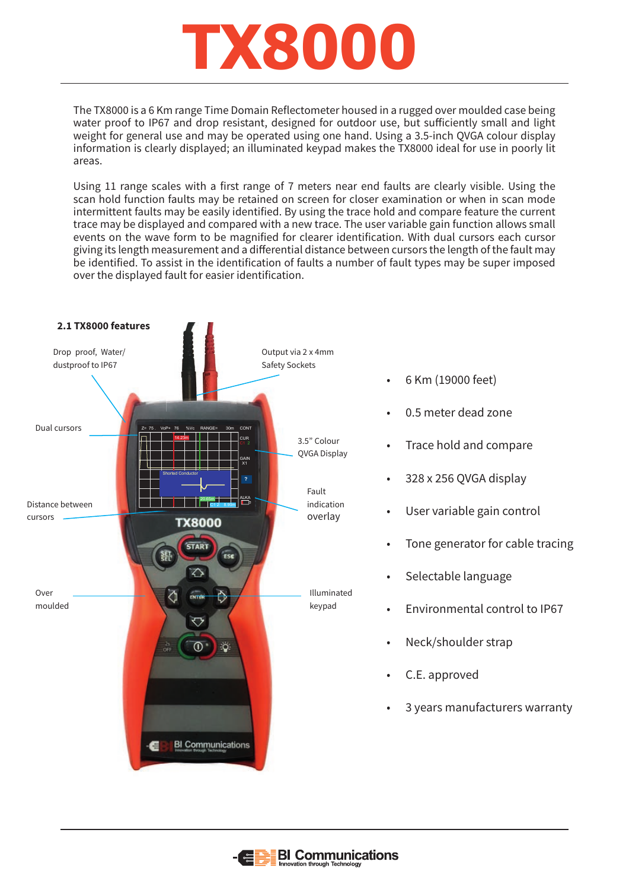# TX8000

The TX8000 is a 6 Km range Time Domain Reflectometer housed in a rugged over moulded case being water proof to IP67 and drop resistant, designed for outdoor use, but sufficiently small and light weight for general use and may be operated using one hand. Using a 3.5-inch QVGA colour display information is clearly displayed; an illuminated keypad makes the TX8000 ideal for use in poorly lit areas.

Using 11 range scales with a first range of 7 meters near end faults are clearly visible. Using the scan hold function faults may be retained on screen for closer examination or when in scan mode intermittent faults may be easily identified. By using the trace hold and compare feature the current trace may be displayed and compared with a new trace. The user variable gain function allows small events on the wave form to be magnified for clearer identification. With dual cursors each cursor giving its length measurement and a differential distance between cursors the length of the fault may be identified. To assist in the identification of faults a number of fault types may be super imposed over the displayed fault for easier identification.

**2.1 TX8000 features**

Drop proof, Water/ dustproof to IP67

Output via 2 x 4mm Safety Sockets

Dual cursors

3.5" Colour QVGA Display

Distance between cursors

Fault indication overlay

Over moulded

Illuminated keypad

- 6 Km (19000 feet)
- 0.5 meter dead zone
- Trace hold and compare
- 328 x 256 QVGA display
- User variable gain control
- Tone generator for cable tracing
- Selectable language
- Environmental control to IP67
- Neck/shoulder strap
- C.E. approved
- 3 years manufacturers warranty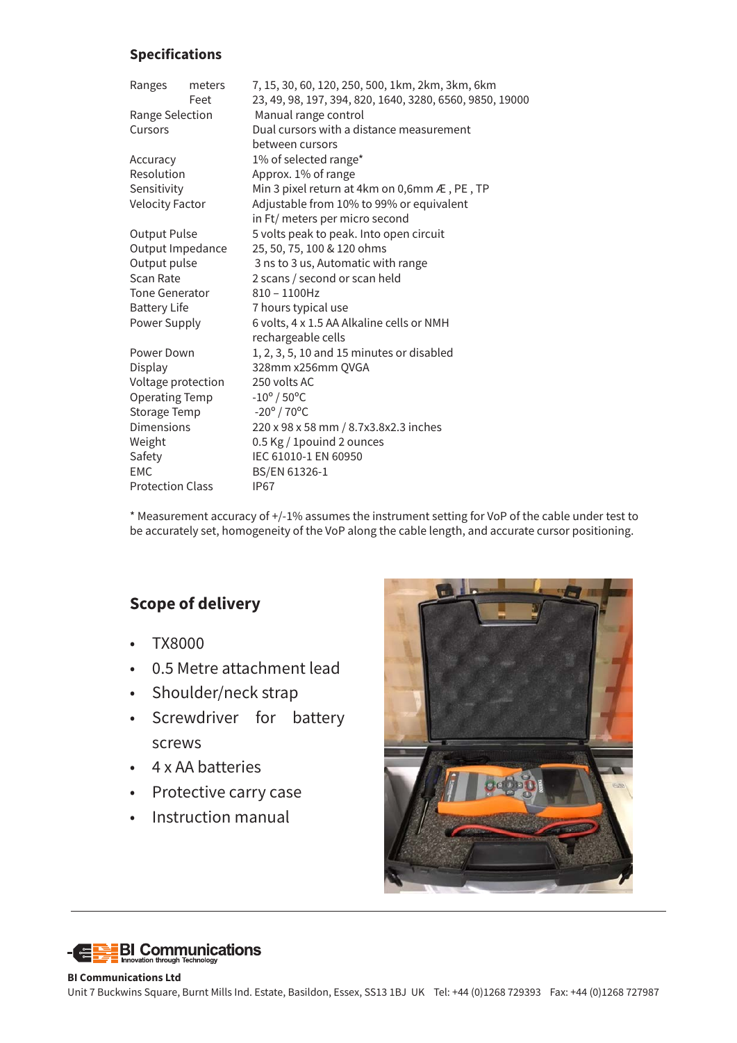## Specifications

| | | |
|---|---|---|
| Ranges | meters | 7, 15, 30, 60, 120, 250, 500, 1km, 2km, 3km, 6km |
| | Feet | 23, 49, 98, 197, 394, 820, 1640, 3280, 6560, 9850, 19000 |
| Range Selection | | Manual range control |
| Cursors | | Dual cursors with a distance measurement between cursors |
| Accuracy | | 1% of selected range* |
| Resolution | | Approx. 1% of range |
| Sensitivity | | Min 3 pixel return at 4km on 0,6mm Æ , PE , TP |
| Velocity Factor | | Adjustable from 10% to 99% or equivalent in Ft/ meters per micro second |
| Output Pulse | | 5 volts peak to peak. Into open circuit |
| Output Impedance | | 25, 50, 75, 100 & 120 ohms |
| Output pulse | | 3 ns to 3 us, Automatic with range |
| Scan Rate | | 2 scans / second or scan held |
| Tone Generator | | 810 – 1100Hz |
| Battery Life | | 7 hours typical use |
| Power Supply | | 6 volts, 4 x 1.5 AA Alkaline cells or NMH rechargeable cells |
| Power Down | | 1, 2, 3, 5, 10 and 15 minutes or disabled |
| Display | | 328mm x256mm QVGA |
| Voltage protection | | 250 volts AC |
| Operating Temp | | -10° / 50°C |
| Storage Temp | | -20° / 70°C |
| Dimensions | | 220 x 98 x 58 mm / 8.7x3.8x2.3 inches |
| Weight | | 0.5 Kg / 1pouind 2 ounces |
| Safety | | IEC 61010-1 EN 60950 |
| EMC | | BS/EN 61326-1 |
| Protection Class | | IP67 |

* Measurement accuracy of +/-1% assumes the instrument setting for VoP of the cable under test to be accurately set, homogeneity of the VoP along the cable length, and accurate cursor positioning.

## Scope of delivery

- TX8000
- 0.5 Metre attachment lead
- Shoulder/neck strap
- Screwdriver for battery screws
- 4 x AA batteries
- Protective carry case
- Instruction manual

BI Communications
Innovation through Technology

**BI Communications Ltd**
Unit 7 Buckwins Square, Burnt Mills Ind. Estate, Basildon, Essex, SS13 1BJ UK Tel: +44 (0)1268 729393 Fax: +44 (0)1268 727987